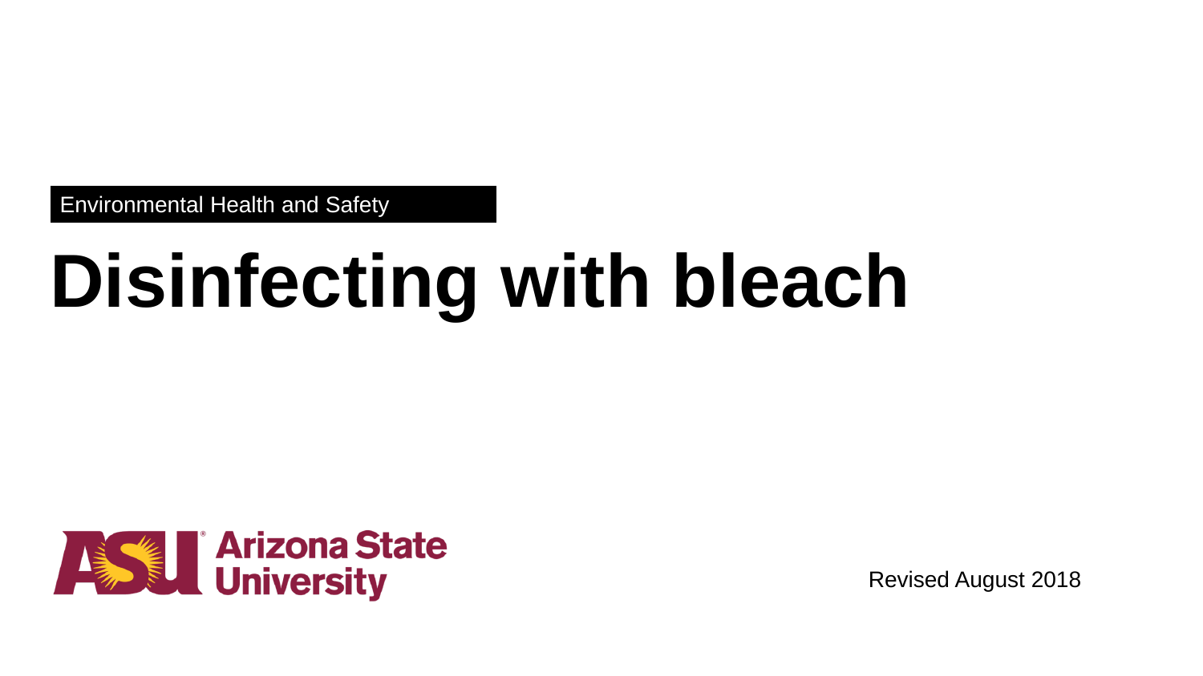Environmental Health and Safety

# Disinfecting with bleach

Arizona State University

Revised August 2018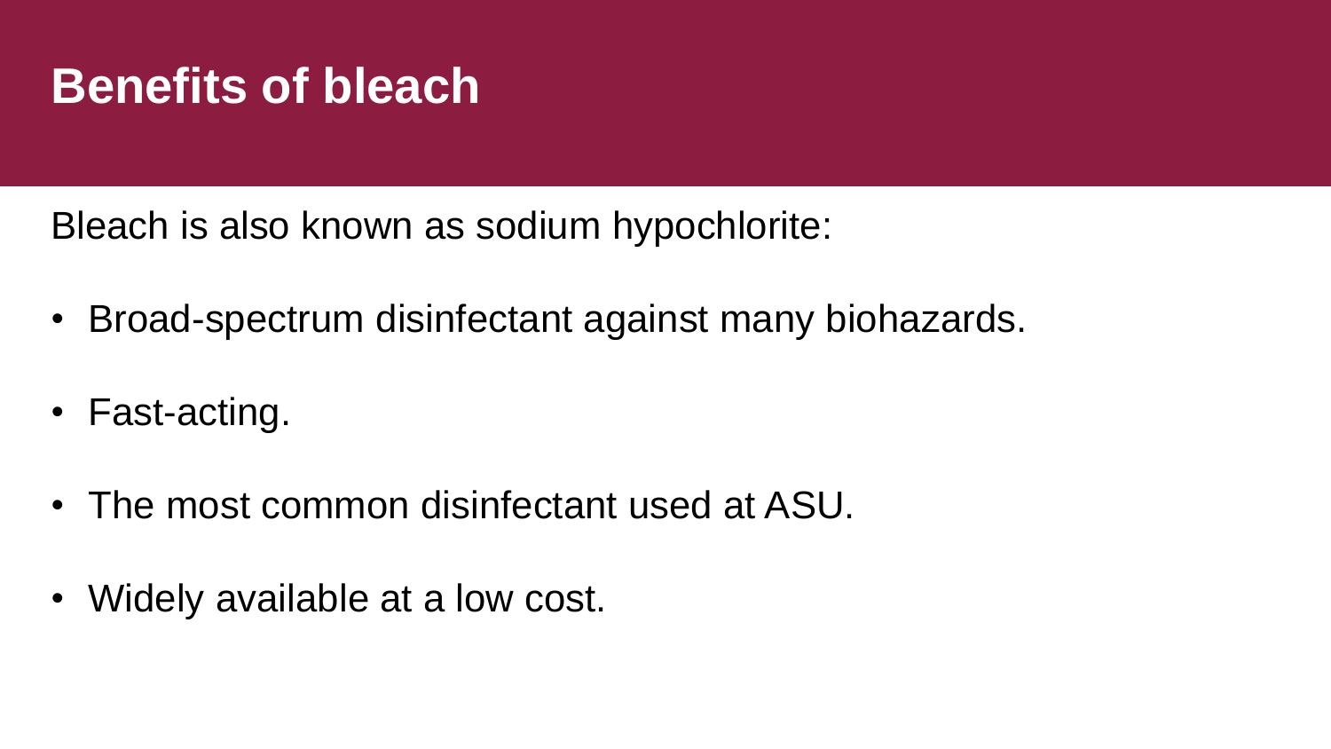# Benefits of bleach

Bleach is also known as sodium hypochlorite:

- Broad-spectrum disinfectant against many biohazards.
- Fast-acting.
- The most common disinfectant used at ASU.
- Widely available at a low cost.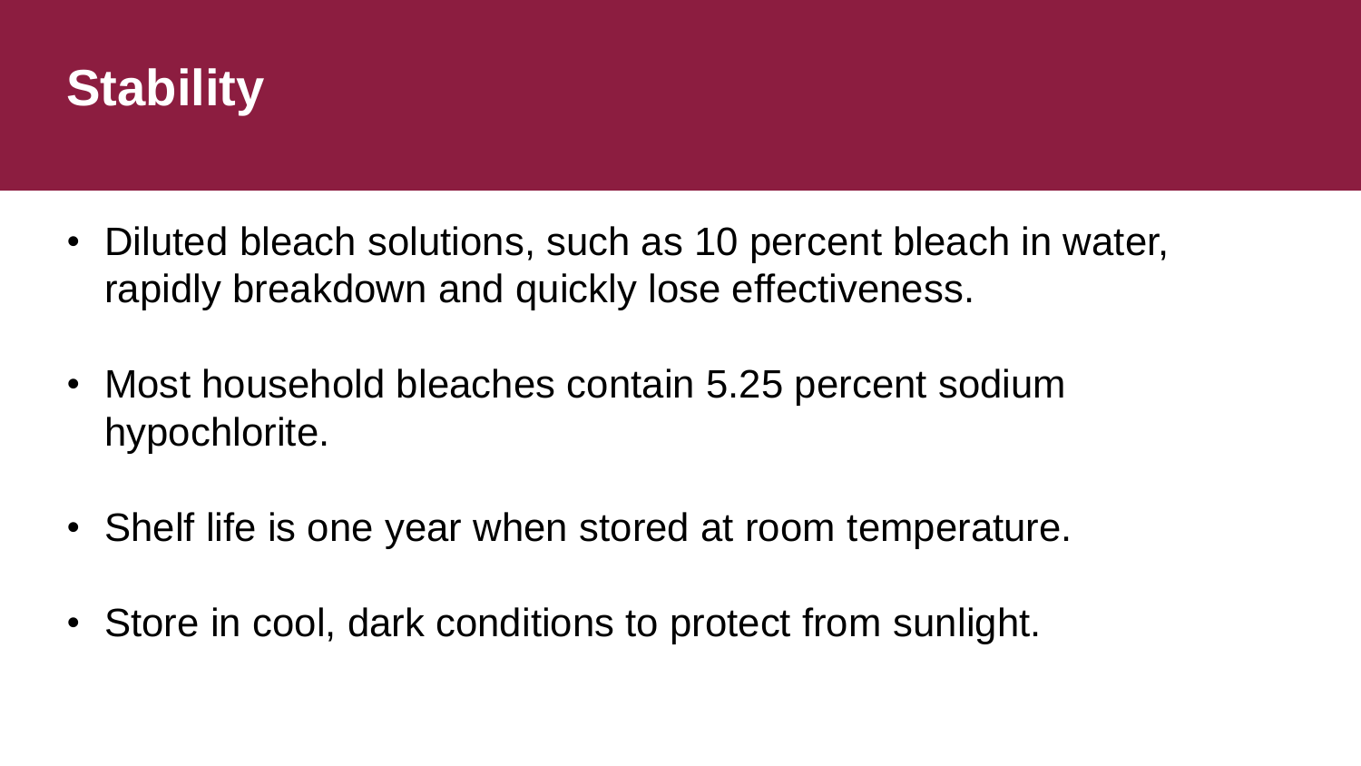# Stability

- Diluted bleach solutions, such as 10 percent bleach in water, rapidly breakdown and quickly lose effectiveness.
- Most household bleaches contain 5.25 percent sodium hypochlorite.
- Shelf life is one year when stored at room temperature.
- Store in cool, dark conditions to protect from sunlight.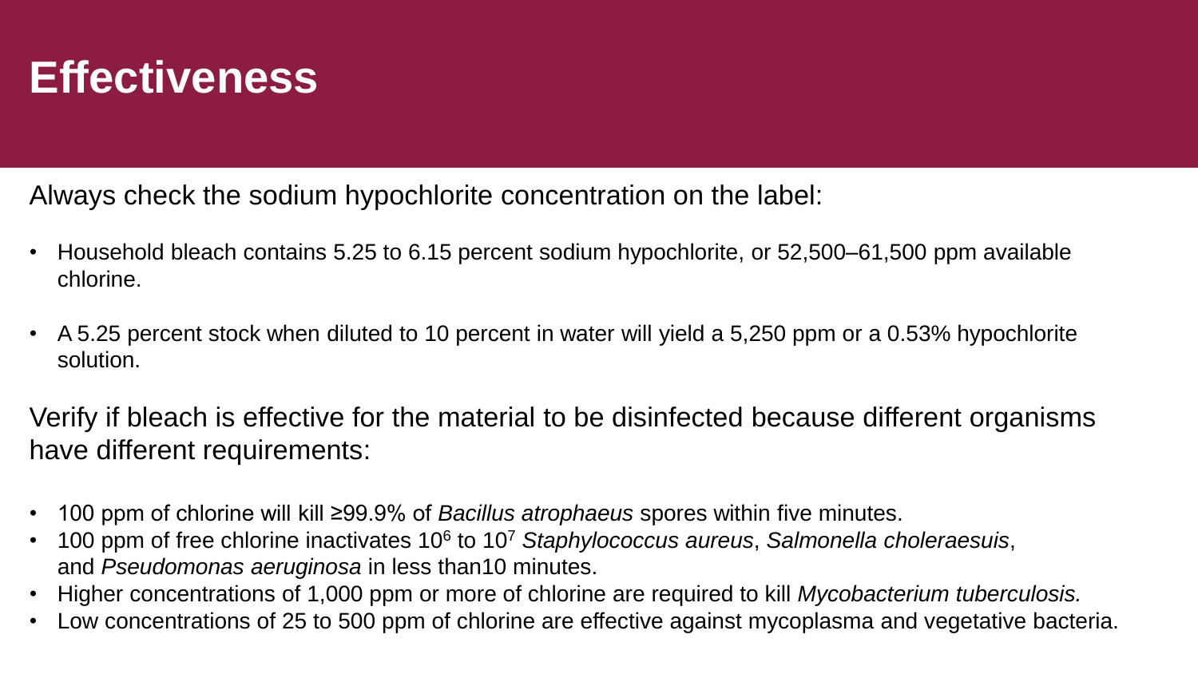# Effectiveness

Always check the sodium hypochlorite concentration on the label:

- Household bleach contains 5.25 to 6.15 percent sodium hypochlorite, or 52,500–61,500 ppm available chlorine.
- A 5.25 percent stock when diluted to 10 percent in water will yield a 5,250 ppm or a 0.53% hypochlorite solution.

Verify if bleach is effective for the material to be disinfected because different organisms have different requirements:

- 100 ppm of chlorine will kill ≥99.9% of *Bacillus atrophaeus* spores within five minutes.
- 100 ppm of free chlorine inactivates $10^6$ to $10^7$ *Staphylococcus aureus*, *Salmonella choleraesuis*, and *Pseudomonas aeruginosa* in less than10 minutes.
- Higher concentrations of 1,000 ppm or more of chlorine are required to kill *Mycobacterium tuberculosis.*
- Low concentrations of 25 to 500 ppm of chlorine are effective against mycoplasma and vegetative bacteria.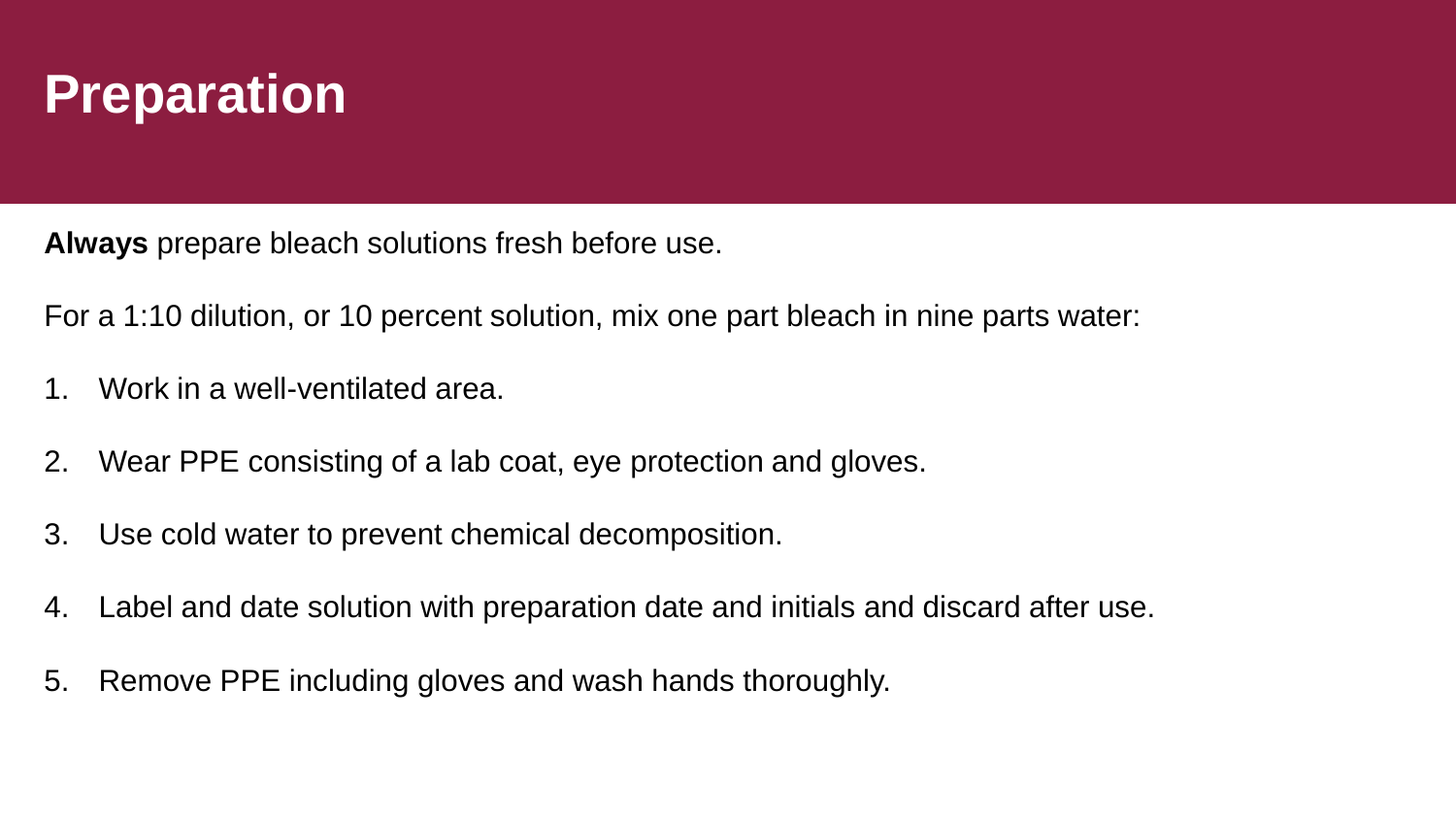# Preparation

**Always** prepare bleach solutions fresh before use.

For a 1:10 dilution, or 10 percent solution, mix one part bleach in nine parts water:

1. Work in a well-ventilated area.
2. Wear PPE consisting of a lab coat, eye protection and gloves.
3. Use cold water to prevent chemical decomposition.
4. Label and date solution with preparation date and initials and discard after use.
5. Remove PPE including gloves and wash hands thoroughly.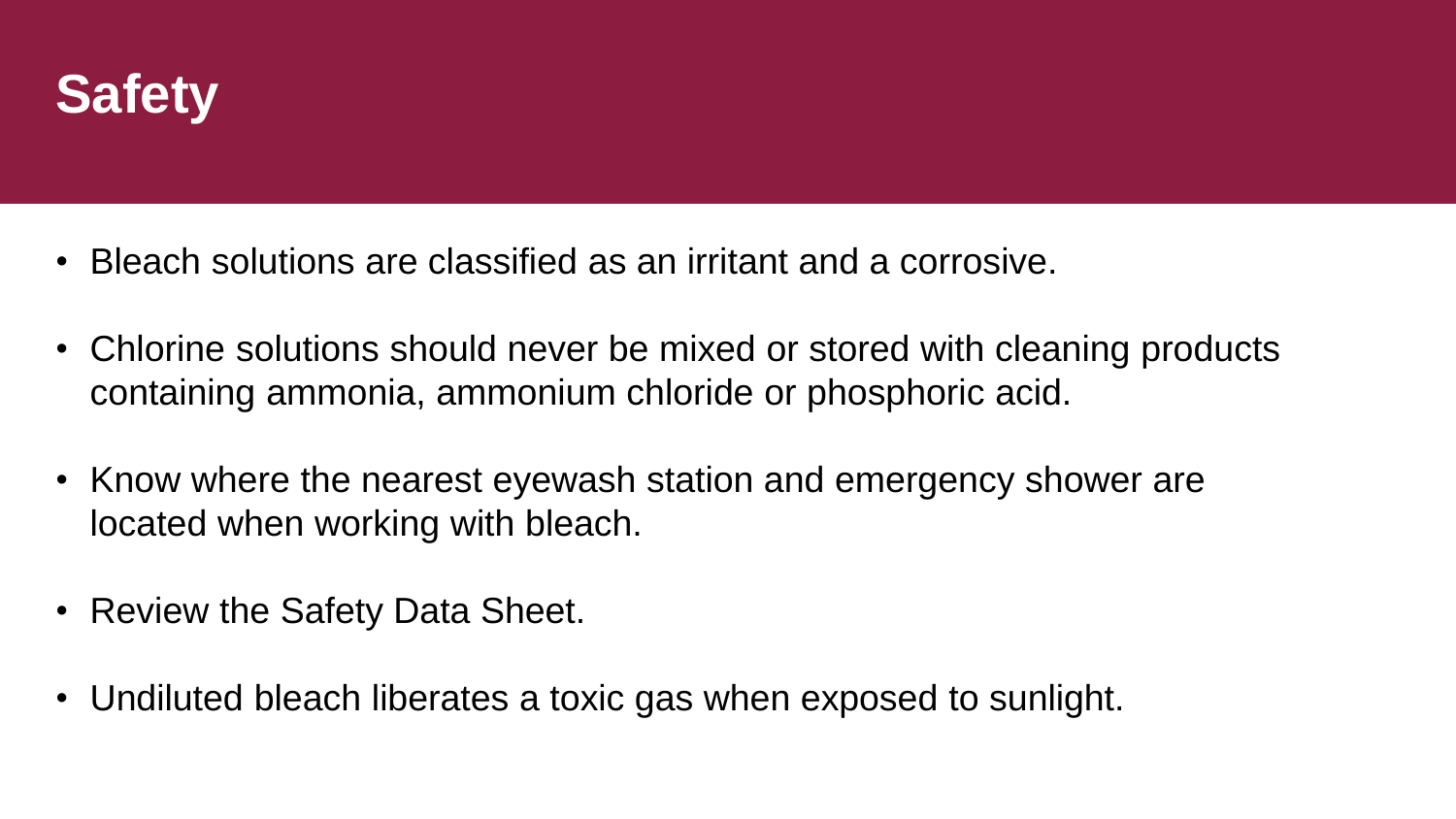# Safety

- Bleach solutions are classified as an irritant and a corrosive.
- Chlorine solutions should never be mixed or stored with cleaning products containing ammonia, ammonium chloride or phosphoric acid.
- Know where the nearest eyewash station and emergency shower are located when working with bleach.
- Review the Safety Data Sheet.
- Undiluted bleach liberates a toxic gas when exposed to sunlight.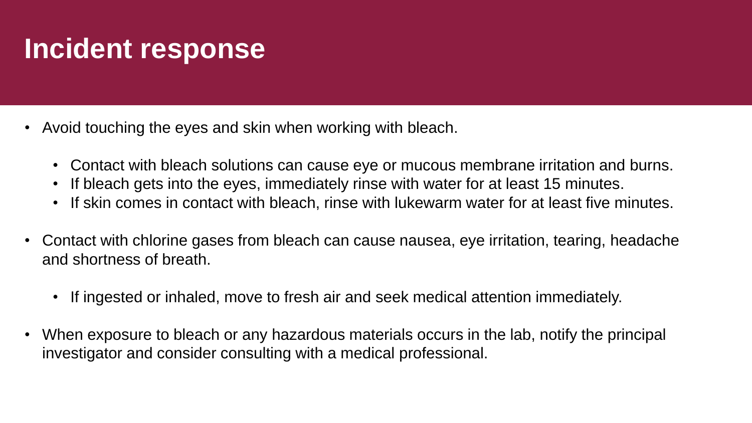# Incident response

- Avoid touching the eyes and skin when working with bleach.
  - Contact with bleach solutions can cause eye or mucous membrane irritation and burns.
  - If bleach gets into the eyes, immediately rinse with water for at least 15 minutes.
  - If skin comes in contact with bleach, rinse with lukewarm water for at least five minutes.
- Contact with chlorine gases from bleach can cause nausea, eye irritation, tearing, headache and shortness of breath.
  - If ingested or inhaled, move to fresh air and seek medical attention immediately.
- When exposure to bleach or any hazardous materials occurs in the lab, notify the principal investigator and consider consulting with a medical professional.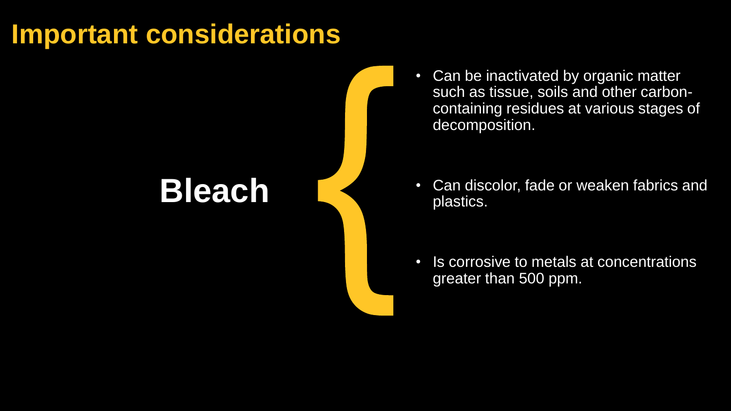# Important considerations

## Bleach

- Can be inactivated by organic matter such as tissue, soils and other carbon-containing residues at various stages of decomposition.
- Can discolor, fade or weaken fabrics and plastics.
- Is corrosive to metals at concentrations greater than 500 ppm.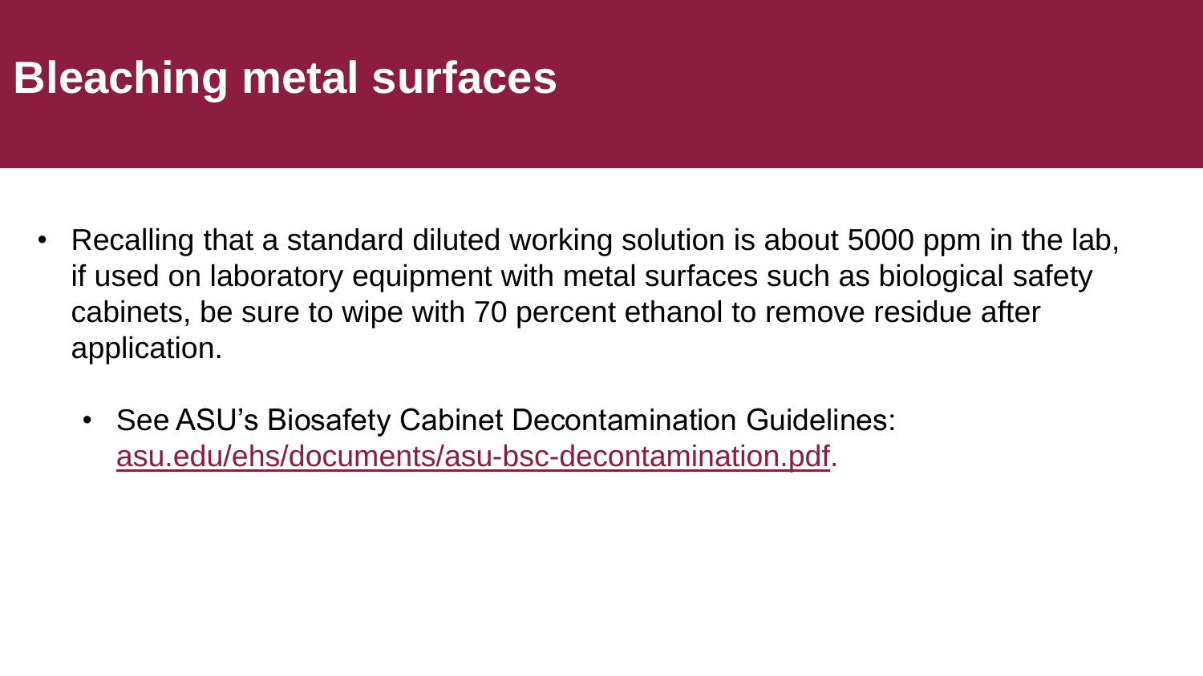# Bleaching metal surfaces

- Recalling that a standard diluted working solution is about 5000 ppm in the lab, if used on laboratory equipment with metal surfaces such as biological safety cabinets, be sure to wipe with 70 percent ethanol to remove residue after application.
  - See ASU's Biosafety Cabinet Decontamination Guidelines: asu.edu/ehs/documents/asu-bsc-decontamination.pdf.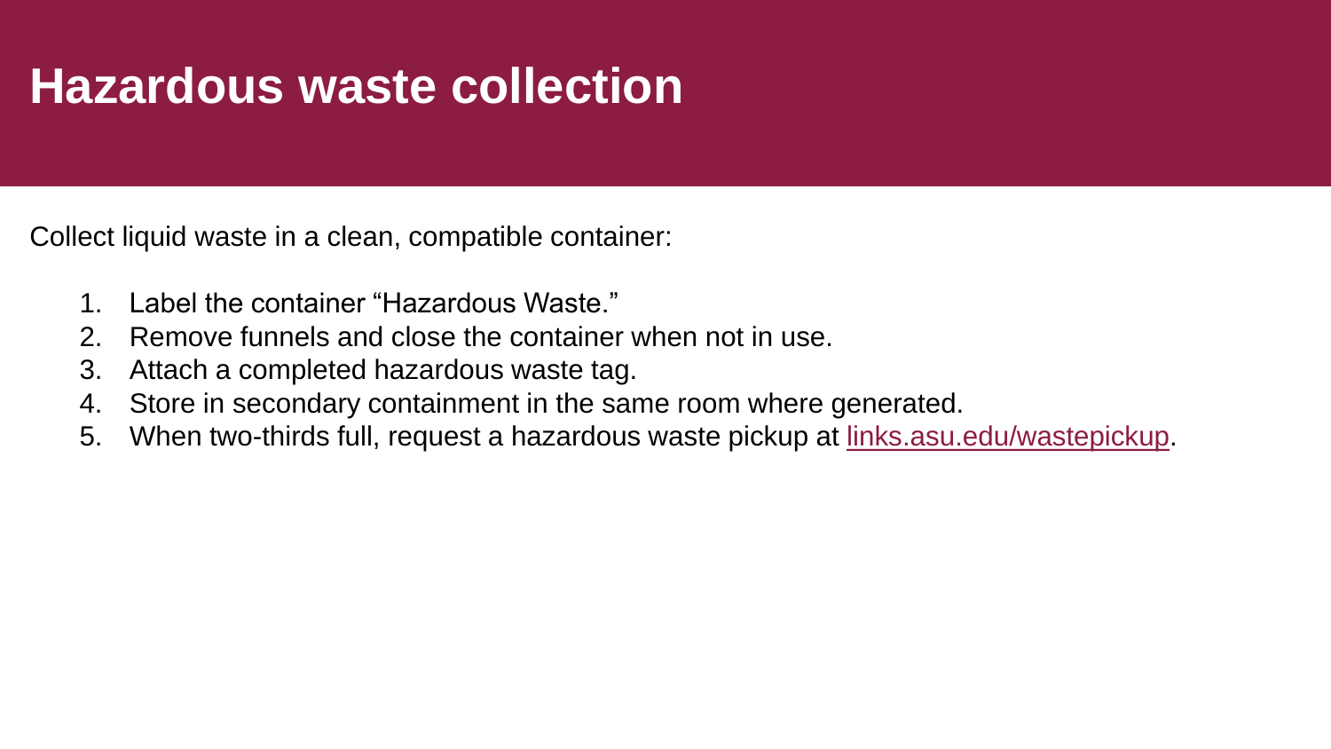# Hazardous waste collection

Collect liquid waste in a clean, compatible container:

1. Label the container "Hazardous Waste."
2. Remove funnels and close the container when not in use.
3. Attach a completed hazardous waste tag.
4. Store in secondary containment in the same room where generated.
5. When two-thirds full, request a hazardous waste pickup at [links.asu.edu/wastepickup](https://links.asu.edu/wastepickup).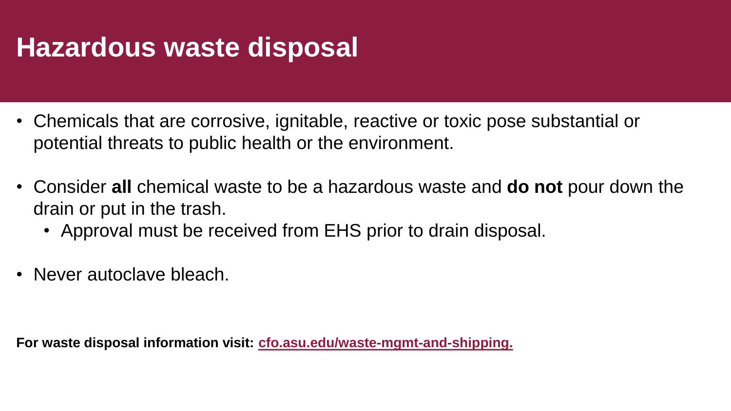# Hazardous waste disposal

- Chemicals that are corrosive, ignitable, reactive or toxic pose substantial or potential threats to public health or the environment.
- Consider **all** chemical waste to be a hazardous waste and **do not** pour down the drain or put in the trash.
  - Approval must be received from EHS prior to drain disposal.
- Never autoclave bleach.

**For waste disposal information visit: cfo.asu.edu/waste-mgmt-and-shipping.**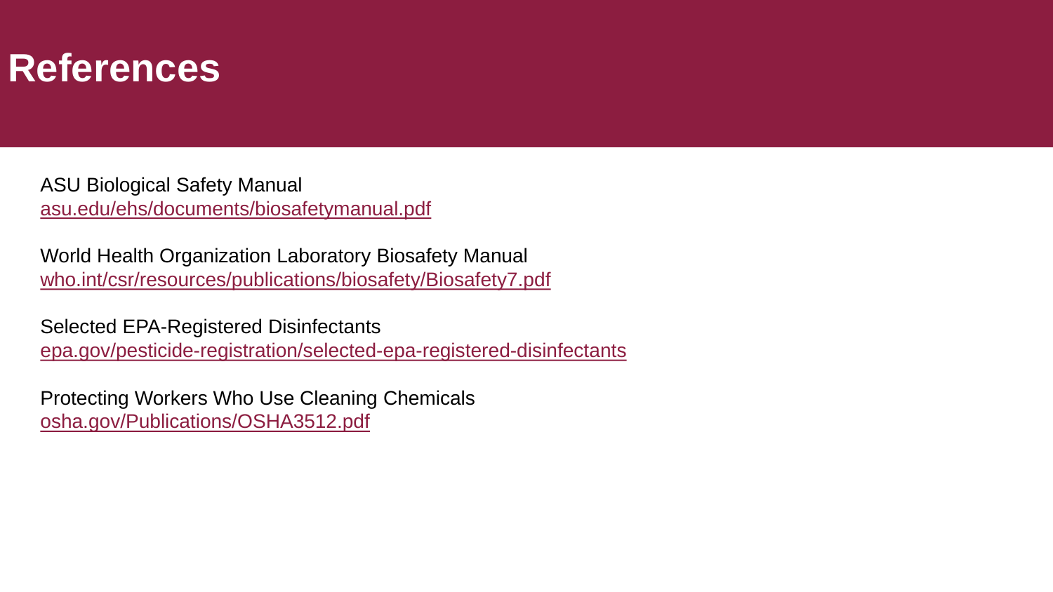# References

ASU Biological Safety Manual
asu.edu/ehs/documents/biosafetymanual.pdf

World Health Organization Laboratory Biosafety Manual
who.int/csr/resources/publications/biosafety/Biosafety7.pdf

Selected EPA-Registered Disinfectants
epa.gov/pesticide-registration/selected-epa-registered-disinfectants

Protecting Workers Who Use Cleaning Chemicals
osha.gov/Publications/OSHA3512.pdf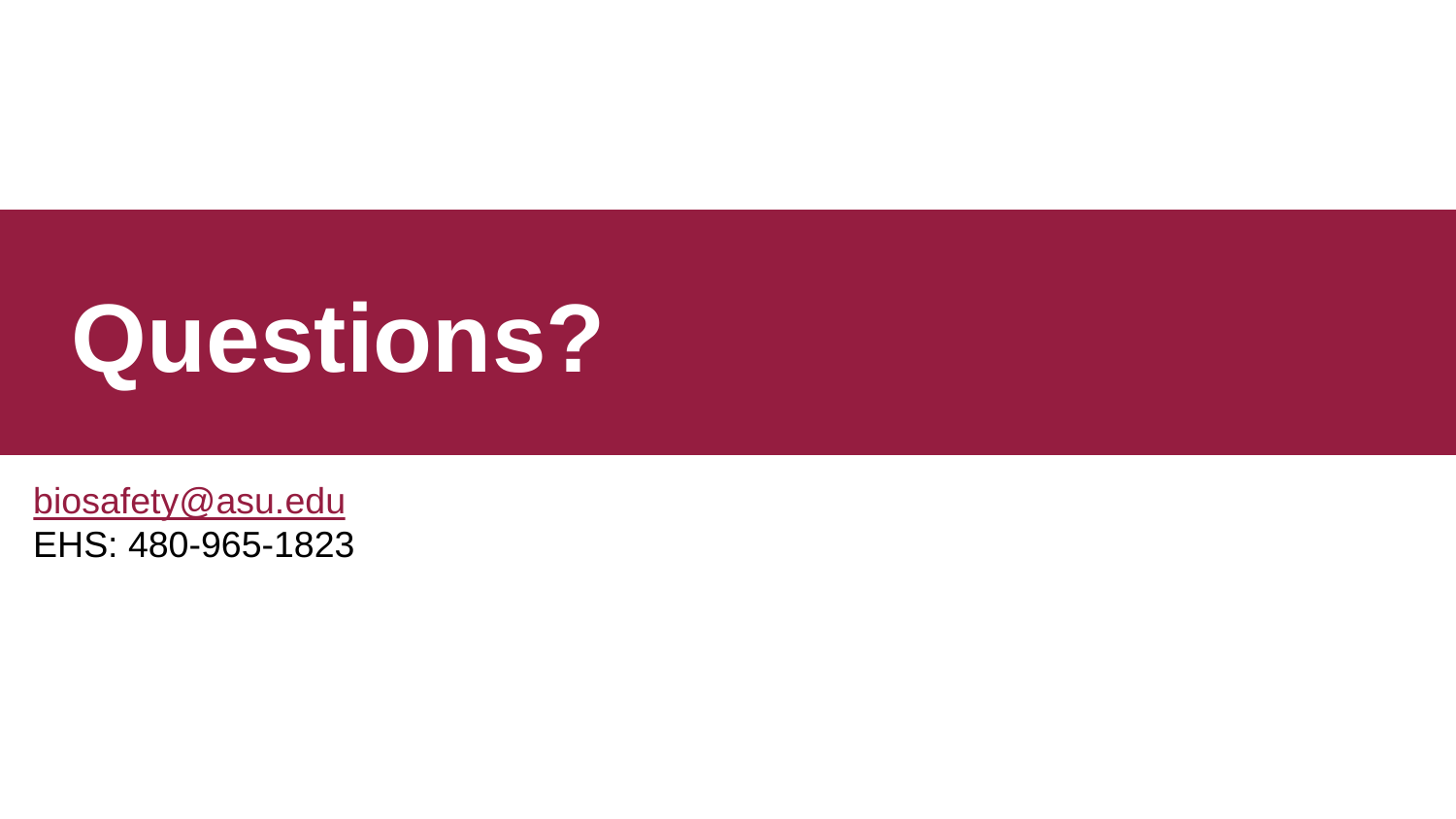# Questions?

biosafety@asu.edu
EHS: 480-965-1823